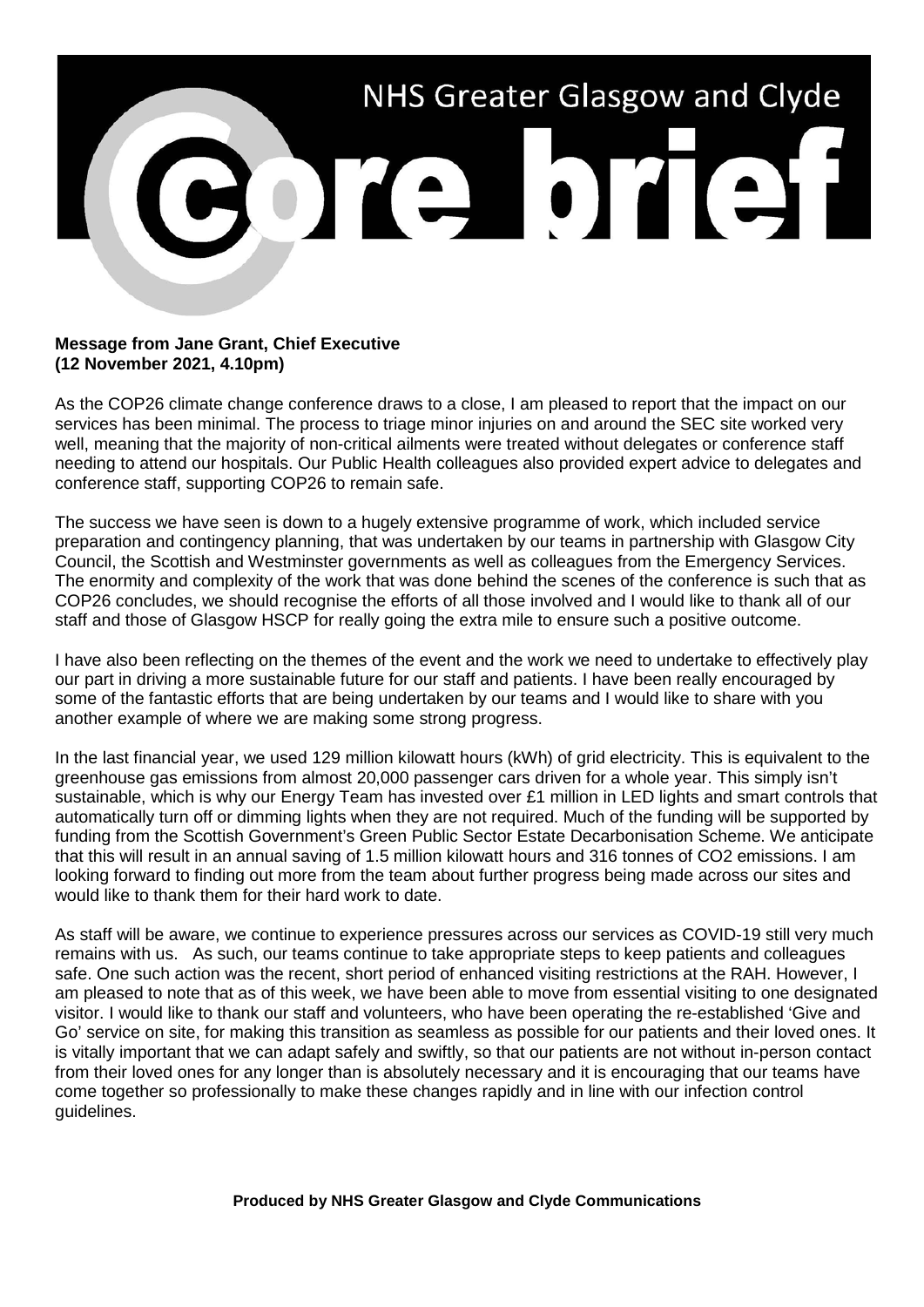# NHS Greater Glasgow and Clyde

# core brief

**Message from Jane Grant, Chief Executive**
**(12 November 2021, 4.10pm)**

As the COP26 climate change conference draws to a close, I am pleased to report that the impact on our services has been minimal. The process to triage minor injuries on and around the SEC site worked very well, meaning that the majority of non-critical ailments were treated without delegates or conference staff needing to attend our hospitals. Our Public Health colleagues also provided expert advice to delegates and conference staff, supporting COP26 to remain safe.

The success we have seen is down to a hugely extensive programme of work, which included service preparation and contingency planning, that was undertaken by our teams in partnership with Glasgow City Council, the Scottish and Westminster governments as well as colleagues from the Emergency Services. The enormity and complexity of the work that was done behind the scenes of the conference is such that as COP26 concludes, we should recognise the efforts of all those involved and I would like to thank all of our staff and those of Glasgow HSCP for really going the extra mile to ensure such a positive outcome.

I have also been reflecting on the themes of the event and the work we need to undertake to effectively play our part in driving a more sustainable future for our staff and patients. I have been really encouraged by some of the fantastic efforts that are being undertaken by our teams and I would like to share with you another example of where we are making some strong progress.

In the last financial year, we used 129 million kilowatt hours (kWh) of grid electricity. This is equivalent to the greenhouse gas emissions from almost 20,000 passenger cars driven for a whole year. This simply isn't sustainable, which is why our Energy Team has invested over £1 million in LED lights and smart controls that automatically turn off or dimming lights when they are not required. Much of the funding will be supported by funding from the Scottish Government's Green Public Sector Estate Decarbonisation Scheme. We anticipate that this will result in an annual saving of 1.5 million kilowatt hours and 316 tonnes of $CO_2$ emissions. I am looking forward to finding out more from the team about further progress being made across our sites and would like to thank them for their hard work to date.

As staff will be aware, we continue to experience pressures across our services as COVID-19 still very much remains with us. As such, our teams continue to take appropriate steps to keep patients and colleagues safe. One such action was the recent, short period of enhanced visiting restrictions at the RAH. However, I am pleased to note that as of this week, we have been able to move from essential visiting to one designated visitor. I would like to thank our staff and volunteers, who have been operating the re-established 'Give and Go' service on site, for making this transition as seamless as possible for our patients and their loved ones. It is vitally important that we can adapt safely and swiftly, so that our patients are not without in-person contact from their loved ones for any longer than is absolutely necessary and it is encouraging that our teams have come together so professionally to make these changes rapidly and in line with our infection control guidelines.

**Produced by NHS Greater Glasgow and Clyde Communications**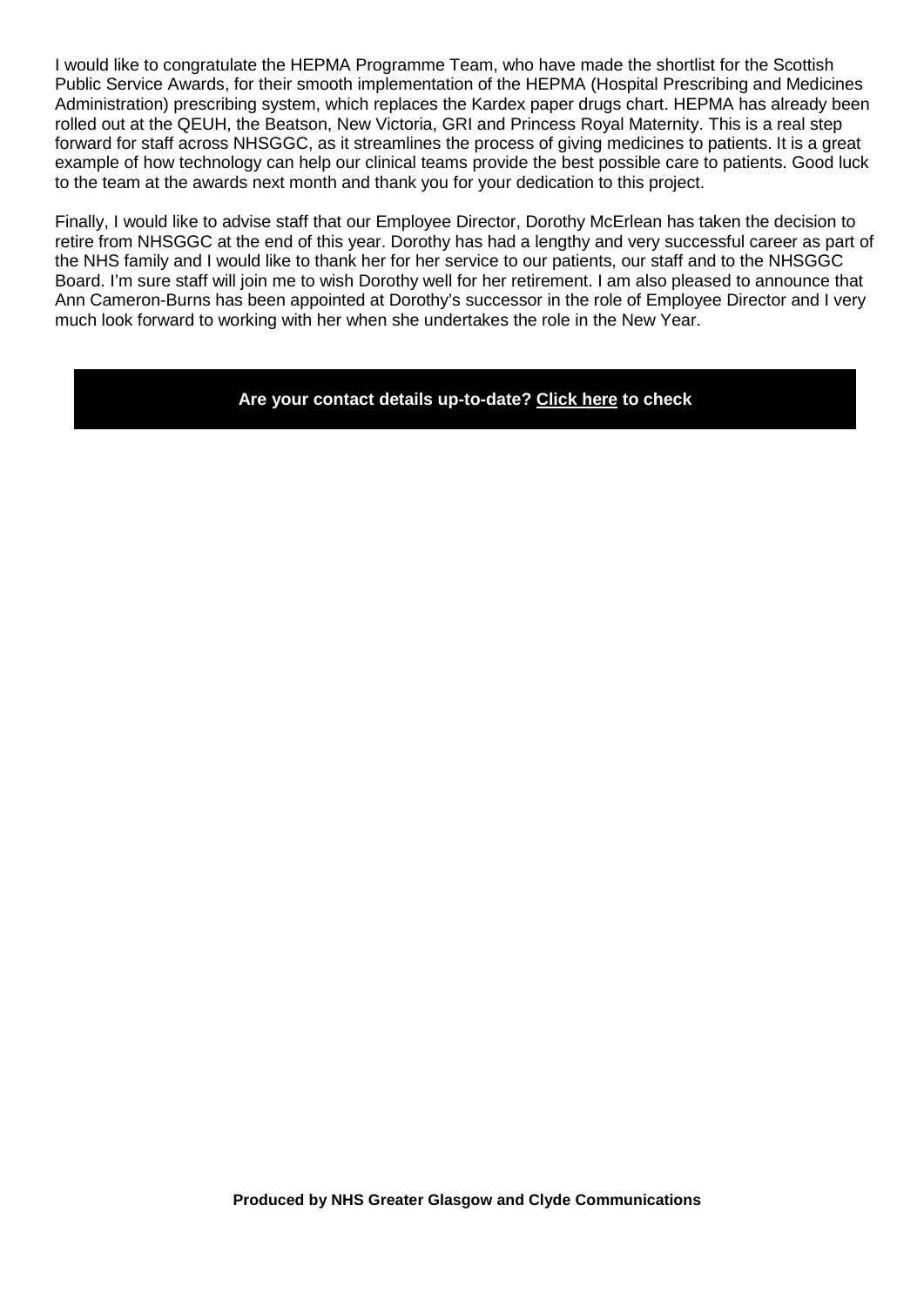I would like to congratulate the HEPMA Programme Team, who have made the shortlist for the Scottish Public Service Awards, for their smooth implementation of the HEPMA (Hospital Prescribing and Medicines Administration) prescribing system, which replaces the Kardex paper drugs chart. HEPMA has already been rolled out at the QEUH, the Beatson, New Victoria, GRI and Princess Royal Maternity. This is a real step forward for staff across NHSGGC, as it streamlines the process of giving medicines to patients. It is a great example of how technology can help our clinical teams provide the best possible care to patients. Good luck to the team at the awards next month and thank you for your dedication to this project.

Finally, I would like to advise staff that our Employee Director, Dorothy McErlean has taken the decision to retire from NHSGGC at the end of this year. Dorothy has had a lengthy and very successful career as part of the NHS family and I would like to thank her for her service to our patients, our staff and to the NHSGGC Board. I'm sure staff will join me to wish Dorothy well for her retirement. I am also pleased to announce that Ann Cameron-Burns has been appointed at Dorothy's successor in the role of Employee Director and I very much look forward to working with her when she undertakes the role in the New Year.

**Are your contact details up-to-date? Click here to check**

**Produced by NHS Greater Glasgow and Clyde Communications**